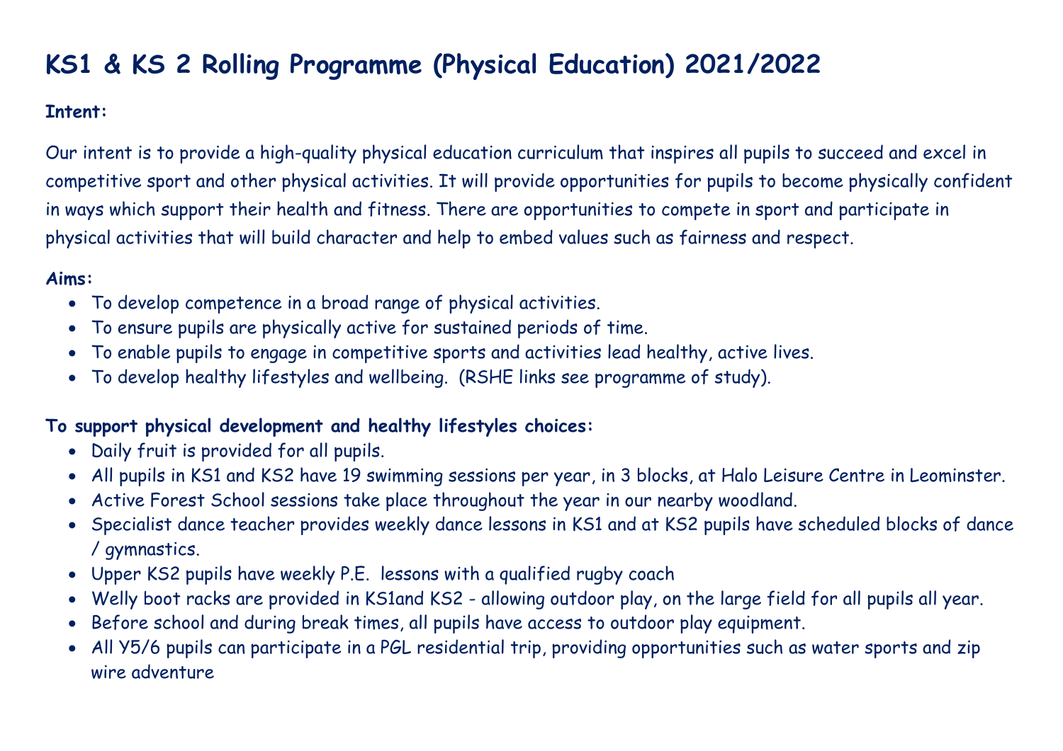# KS1 & KS 2 Rolling Programme (Physical Education) 2021/2022

**Intent:**

Our intent is to provide a high-quality physical education curriculum that inspires all pupils to succeed and excel in competitive sport and other physical activities. It will provide opportunities for pupils to become physically confident in ways which support their health and fitness. There are opportunities to compete in sport and participate in physical activities that will build character and help to embed values such as fairness and respect.

**Aims:**

- To develop competence in a broad range of physical activities.
- To ensure pupils are physically active for sustained periods of time.
- To enable pupils to engage in competitive sports and activities lead healthy, active lives.
- To develop healthy lifestyles and wellbeing. (RSHE links see programme of study).

**To support physical development and healthy lifestyles choices:**

- Daily fruit is provided for all pupils.
- All pupils in KS1 and KS2 have 19 swimming sessions per year, in 3 blocks, at Halo Leisure Centre in Leominster.
- Active Forest School sessions take place throughout the year in our nearby woodland.
- Specialist dance teacher provides weekly dance lessons in KS1 and at KS2 pupils have scheduled blocks of dance / gymnastics.
- Upper KS2 pupils have weekly P.E. lessons with a qualified rugby coach
- Welly boot racks are provided in KS1and KS2 - allowing outdoor play, on the large field for all pupils all year.
- Before school and during break times, all pupils have access to outdoor play equipment.
- All Y5/6 pupils can participate in a PGL residential trip, providing opportunities such as water sports and zip wire adventure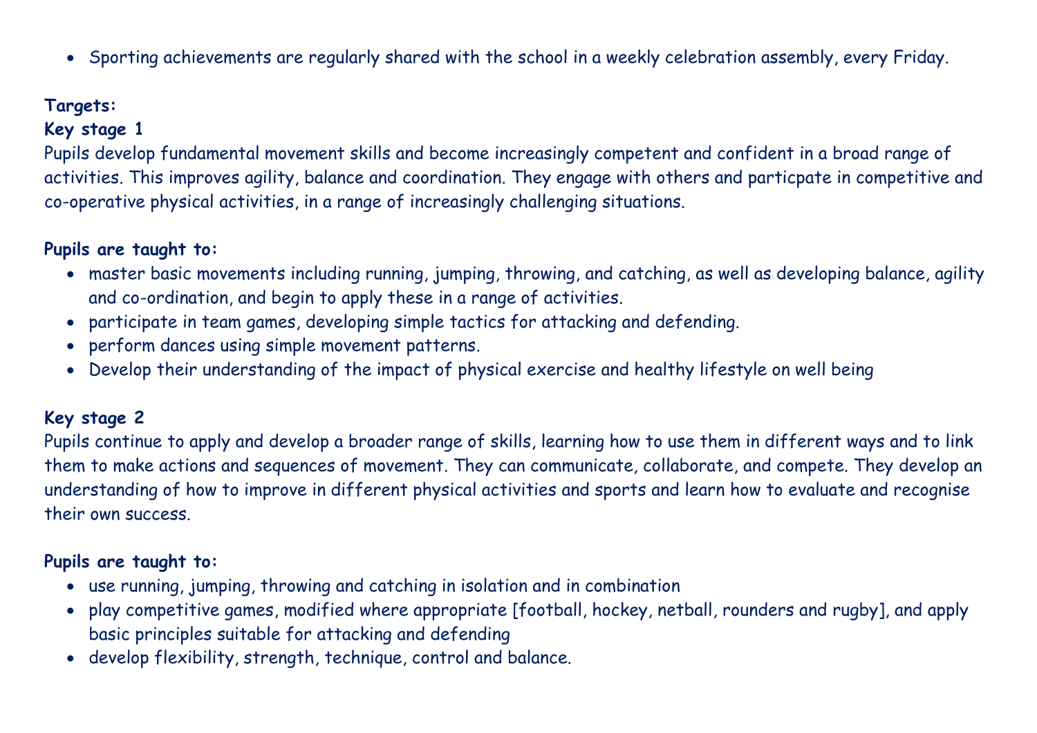- Sporting achievements are regularly shared with the school in a weekly celebration assembly, every Friday.

**Targets:**

**Key stage 1**

Pupils develop fundamental movement skills and become increasingly competent and confident in a broad range of activities. This improves agility, balance and coordination. They engage with others and particpate in competitive and co-operative physical activities, in a range of increasingly challenging situations.

**Pupils are taught to:**

- master basic movements including running, jumping, throwing, and catching, as well as developing balance, agility and co-ordination, and begin to apply these in a range of activities.
- participate in team games, developing simple tactics for attacking and defending.
- perform dances using simple movement patterns.
- Develop their understanding of the impact of physical exercise and healthy lifestyle on well being

**Key stage 2**

Pupils continue to apply and develop a broader range of skills, learning how to use them in different ways and to link them to make actions and sequences of movement. They can communicate, collaborate, and compete. They develop an understanding of how to improve in different physical activities and sports and learn how to evaluate and recognise their own success.

**Pupils are taught to:**

- use running, jumping, throwing and catching in isolation and in combination
- play competitive games, modified where appropriate [football, hockey, netball, rounders and rugby], and apply basic principles suitable for attacking and defending
- develop flexibility, strength, technique, control and balance.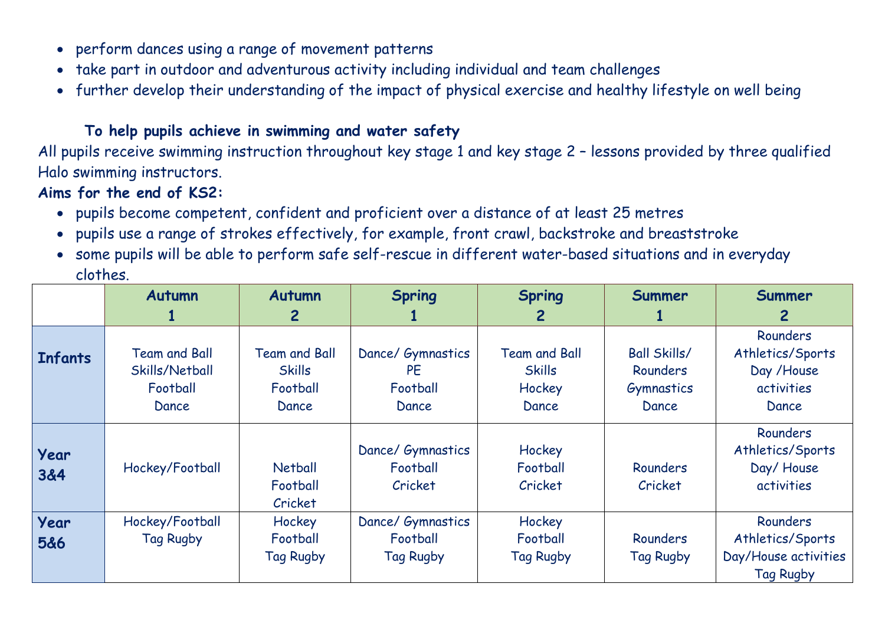- perform dances using a range of movement patterns
- take part in outdoor and adventurous activity including individual and team challenges
- further develop their understanding of the impact of physical exercise and healthy lifestyle on well being

**To help pupils achieve in swimming and water safety**

All pupils receive swimming instruction throughout key stage 1 and key stage 2 – lessons provided by three qualified Halo swimming instructors.

**Aims for the end of KS2:**

- pupils become competent, confident and proficient over a distance of at least 25 metres
- pupils use a range of strokes effectively, for example, front crawl, backstroke and breaststroke
- some pupils will be able to perform safe self-rescue in different water-based situations and in everyday clothes.

| | Autumn 1 | Autumn 2 | Spring 1 | Spring 2 | Summer 1 | Summer 2 |
|---|---|---|---|---|---|---|
| **Infants** | Team and Ball Skills/Netball Football Dance | Team and Ball Skills Football Dance | Dance/ Gymnastics PE Football Dance | Team and Ball Skills Hockey Dance | Ball Skills/ Rounders Gymnastics Dance | Rounders Athletics/Sports Day /House activities Dance |
| **Year 3&4** | Hockey/Football | Netball Football Cricket | Dance/ Gymnastics Football Cricket | Hockey Football Cricket | Rounders Cricket | Rounders Athletics/Sports Day/ House activities |
| **Year 5&6** | Hockey/Football Tag Rugby | Hockey Football Tag Rugby | Dance/ Gymnastics Football Tag Rugby | Hockey Football Tag Rugby | Rounders Tag Rugby | Rounders Athletics/Sports Day/House activities Tag Rugby |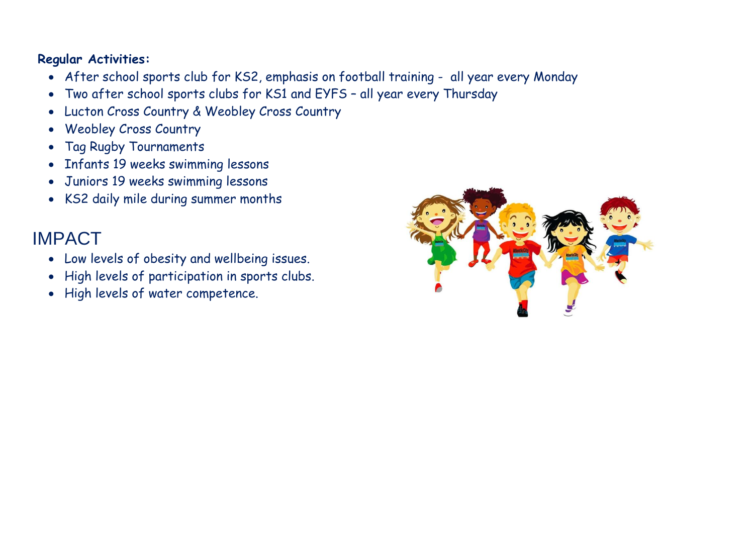**Regular Activities:**

- After school sports club for KS2, emphasis on football training - all year every Monday
- Two after school sports clubs for KS1 and EYFS – all year every Thursday
- Lucton Cross Country & Weobley Cross Country
- Weobley Cross Country
- Tag Rugby Tournaments
- Infants 19 weeks swimming lessons
- Juniors 19 weeks swimming lessons
- KS2 daily mile during summer months

# IMPACT

- Low levels of obesity and wellbeing issues.
- High levels of participation in sports clubs.
- High levels of water competence.